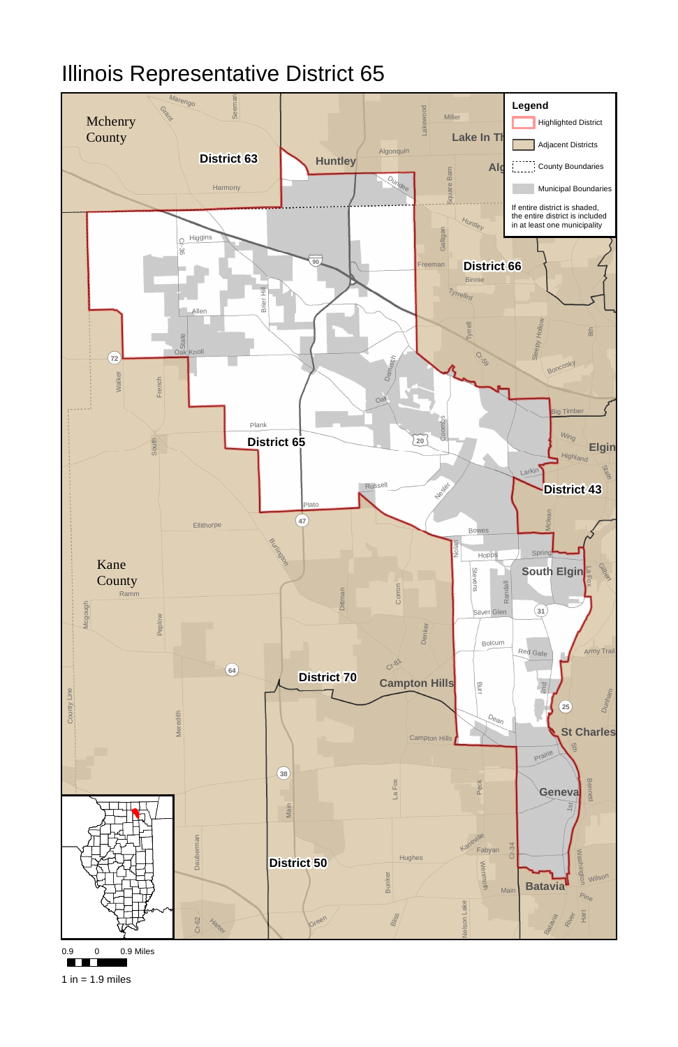# Illinois Representative District 65

**Legend**

- Highlighted District
- Adjacent Districts
- County Boundaries
- Municipal Boundaries

If entire district is shaded, the entire district is included in at least one municipality

0.9 0 0.9 Miles

1 in = 1.9 miles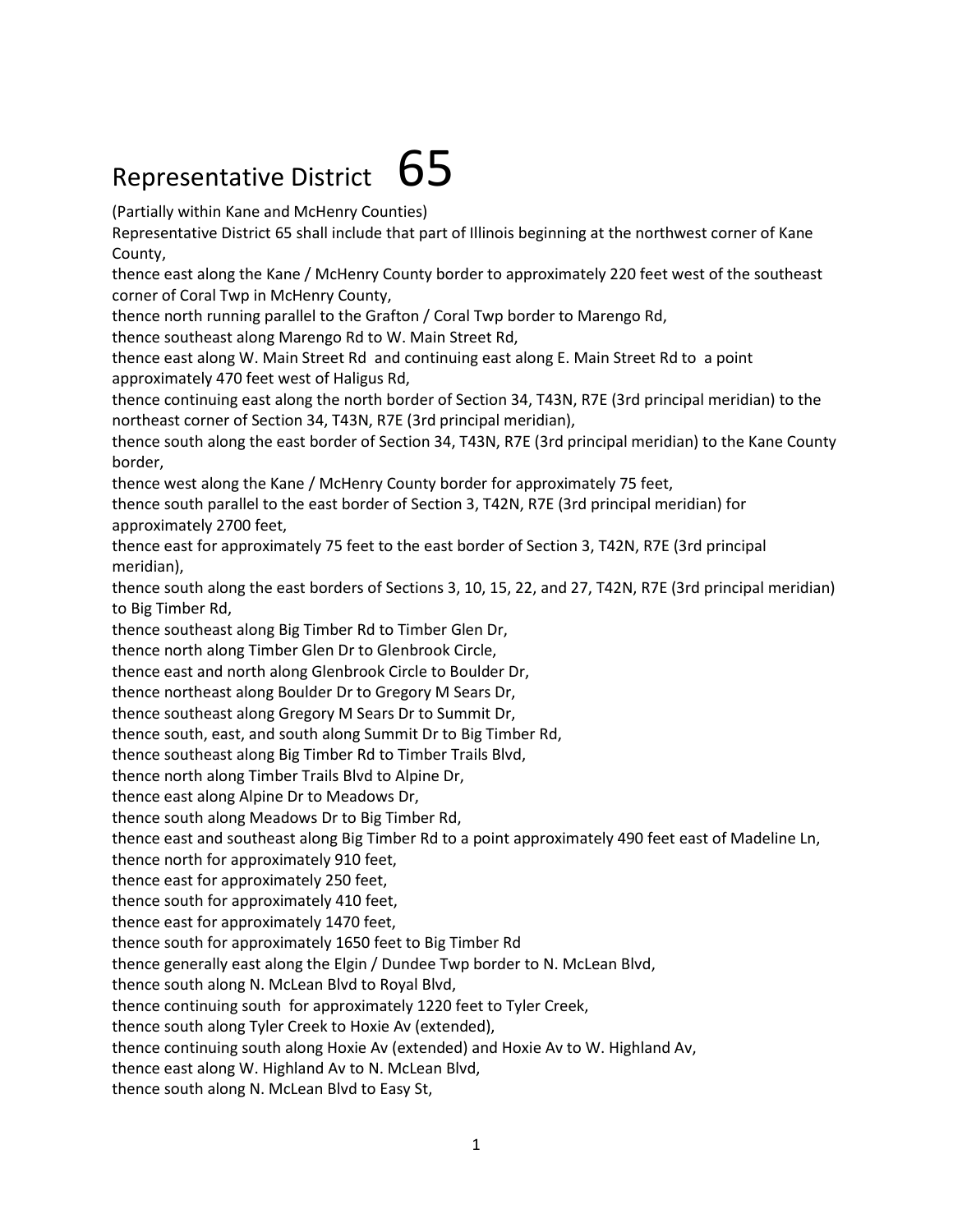# Representative District 65

(Partially within Kane and McHenry Counties)

Representative District 65 shall include that part of Illinois beginning at the northwest corner of Kane County,

thence east along the Kane / McHenry County border to approximately 220 feet west of the southeast corner of Coral Twp in McHenry County,

thence north running parallel to the Grafton / Coral Twp border to Marengo Rd,

thence southeast along Marengo Rd to W. Main Street Rd,

thence east along W. Main Street Rd and continuing east along E. Main Street Rd to a point approximately 470 feet west of Haligus Rd,

thence continuing east along the north border of Section 34, T43N, R7E (3rd principal meridian) to the northeast corner of Section 34, T43N, R7E (3rd principal meridian),

thence south along the east border of Section 34, T43N, R7E (3rd principal meridian) to the Kane County border,

thence west along the Kane / McHenry County border for approximately 75 feet,

thence south parallel to the east border of Section 3, T42N, R7E (3rd principal meridian) for approximately 2700 feet,

thence east for approximately 75 feet to the east border of Section 3, T42N, R7E (3rd principal meridian),

thence south along the east borders of Sections 3, 10, 15, 22, and 27, T42N, R7E (3rd principal meridian) to Big Timber Rd,

thence southeast along Big Timber Rd to Timber Glen Dr,

thence north along Timber Glen Dr to Glenbrook Circle,

thence east and north along Glenbrook Circle to Boulder Dr,

thence northeast along Boulder Dr to Gregory M Sears Dr,

thence southeast along Gregory M Sears Dr to Summit Dr,

thence south, east, and south along Summit Dr to Big Timber Rd,

thence southeast along Big Timber Rd to Timber Trails Blvd,

thence north along Timber Trails Blvd to Alpine Dr,

thence east along Alpine Dr to Meadows Dr,

thence south along Meadows Dr to Big Timber Rd,

thence east and southeast along Big Timber Rd to a point approximately 490 feet east of Madeline Ln,

thence north for approximately 910 feet,

thence east for approximately 250 feet,

thence south for approximately 410 feet,

thence east for approximately 1470 feet,

thence south for approximately 1650 feet to Big Timber Rd

thence generally east along the Elgin / Dundee Twp border to N. McLean Blvd,

thence south along N. McLean Blvd to Royal Blvd,

thence continuing south for approximately 1220 feet to Tyler Creek,

thence south along Tyler Creek to Hoxie Av (extended),

thence continuing south along Hoxie Av (extended) and Hoxie Av to W. Highland Av,

thence east along W. Highland Av to N. McLean Blvd,

thence south along N. McLean Blvd to Easy St,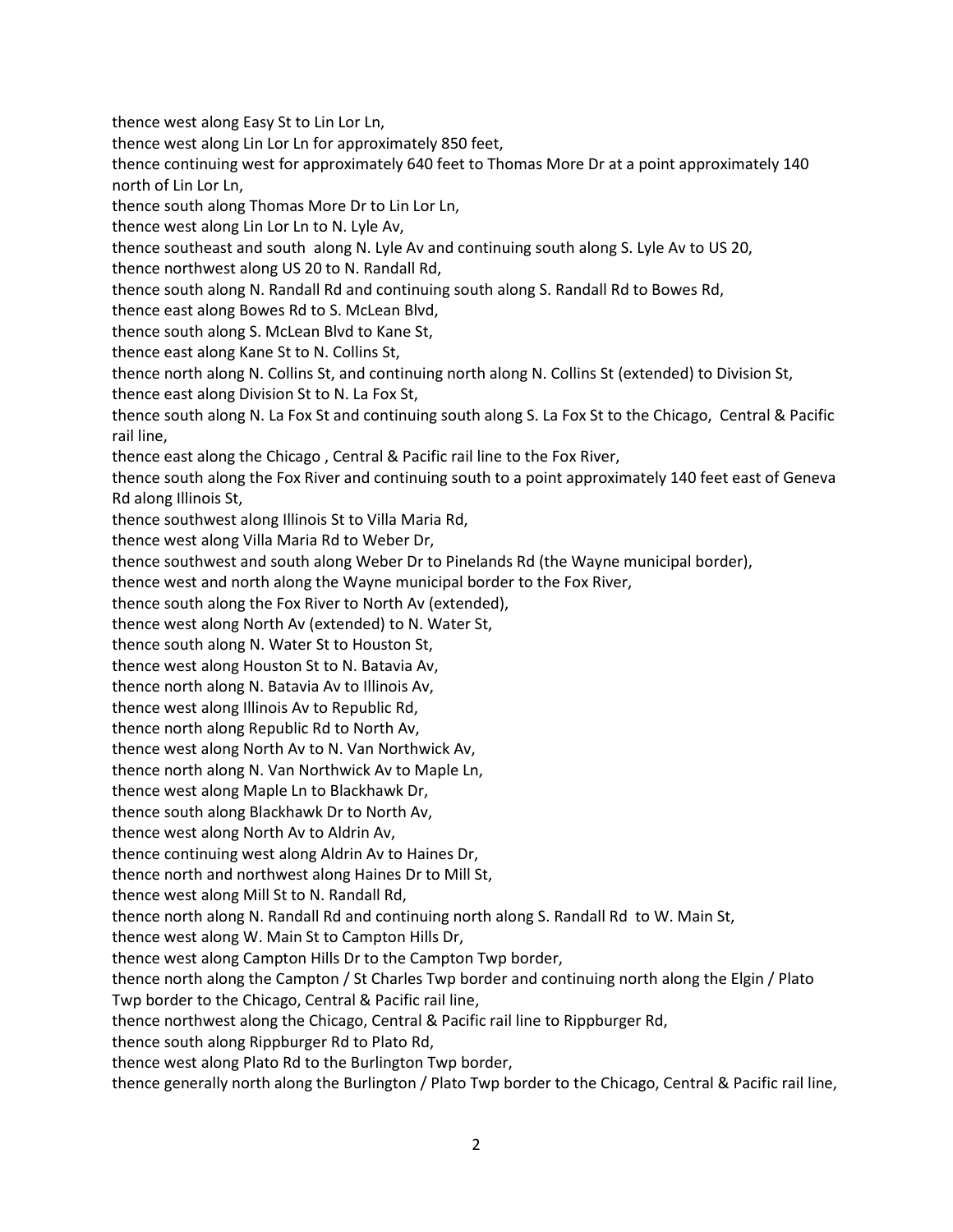thence west along Easy St to Lin Lor Ln,

thence west along Lin Lor Ln for approximately 850 feet,

thence continuing west for approximately 640 feet to Thomas More Dr at a point approximately 140 north of Lin Lor Ln,

thence south along Thomas More Dr to Lin Lor Ln,

thence west along Lin Lor Ln to N. Lyle Av,

thence southeast and south along N. Lyle Av and continuing south along S. Lyle Av to US 20,

thence northwest along US 20 to N. Randall Rd,

thence south along N. Randall Rd and continuing south along S. Randall Rd to Bowes Rd,

thence east along Bowes Rd to S. McLean Blvd,

thence south along S. McLean Blvd to Kane St,

thence east along Kane St to N. Collins St,

thence north along N. Collins St, and continuing north along N. Collins St (extended) to Division St,

thence east along Division St to N. La Fox St,

thence south along N. La Fox St and continuing south along S. La Fox St to the Chicago, Central & Pacific rail line,

thence east along the Chicago , Central & Pacific rail line to the Fox River,

thence south along the Fox River and continuing south to a point approximately 140 feet east of Geneva Rd along Illinois St,

thence southwest along Illinois St to Villa Maria Rd,

thence west along Villa Maria Rd to Weber Dr,

thence southwest and south along Weber Dr to Pinelands Rd (the Wayne municipal border),

thence west and north along the Wayne municipal border to the Fox River,

thence south along the Fox River to North Av (extended),

thence west along North Av (extended) to N. Water St,

thence south along N. Water St to Houston St,

thence west along Houston St to N. Batavia Av,

thence north along N. Batavia Av to Illinois Av,

thence west along Illinois Av to Republic Rd,

thence north along Republic Rd to North Av,

thence west along North Av to N. Van Northwick Av,

thence north along N. Van Northwick Av to Maple Ln,

thence west along Maple Ln to Blackhawk Dr,

thence south along Blackhawk Dr to North Av,

thence west along North Av to Aldrin Av,

thence continuing west along Aldrin Av to Haines Dr,

thence north and northwest along Haines Dr to Mill St,

thence west along Mill St to N. Randall Rd,

thence north along N. Randall Rd and continuing north along S. Randall Rd to W. Main St,

thence west along W. Main St to Campton Hills Dr,

thence west along Campton Hills Dr to the Campton Twp border,

thence north along the Campton / St Charles Twp border and continuing north along the Elgin / Plato Twp border to the Chicago, Central & Pacific rail line,

thence northwest along the Chicago, Central & Pacific rail line to Rippburger Rd,

thence south along Rippburger Rd to Plato Rd,

thence west along Plato Rd to the Burlington Twp border,

thence generally north along the Burlington / Plato Twp border to the Chicago, Central & Pacific rail line,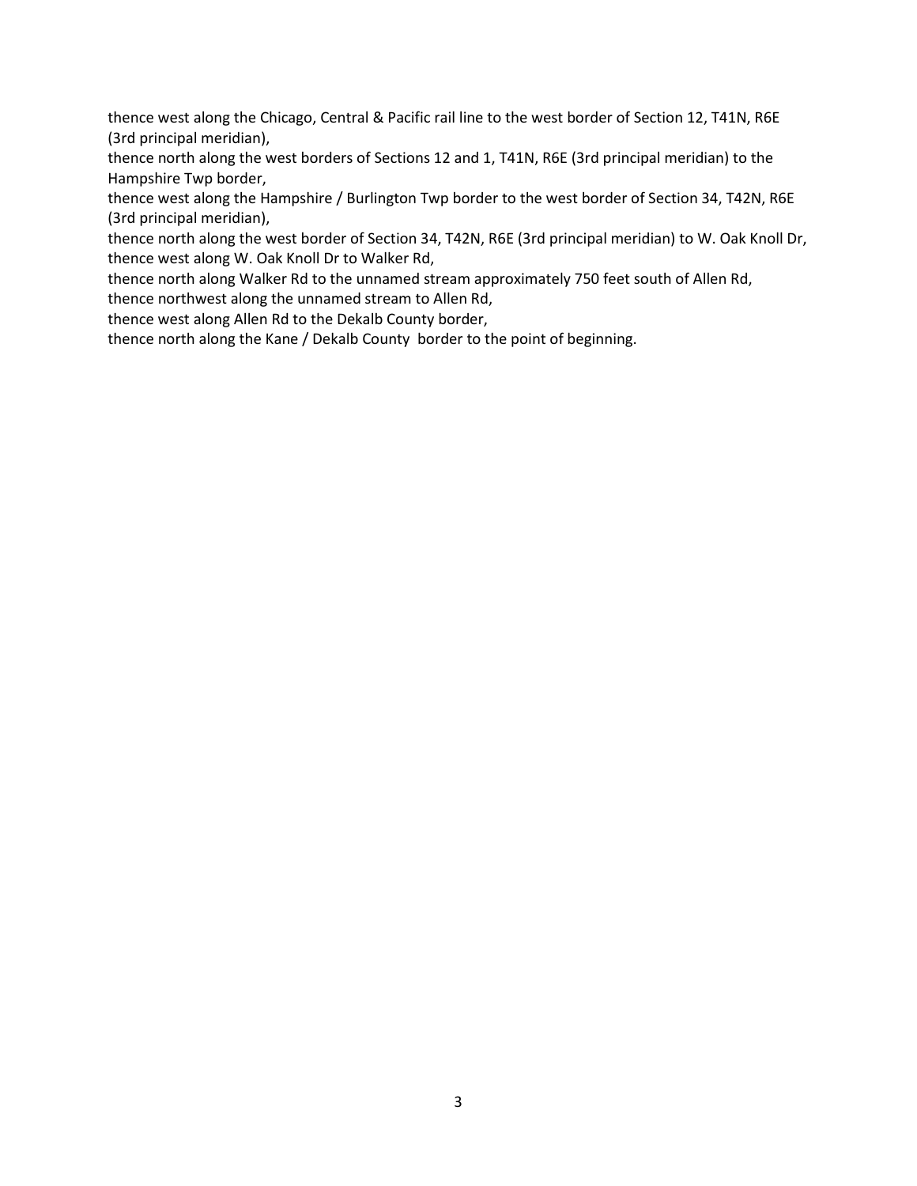thence west along the Chicago, Central & Pacific rail line to the west border of Section 12, T41N, R6E (3rd principal meridian),

thence north along the west borders of Sections 12 and 1, T41N, R6E (3rd principal meridian) to the Hampshire Twp border,

thence west along the Hampshire / Burlington Twp border to the west border of Section 34, T42N, R6E (3rd principal meridian),

thence north along the west border of Section 34, T42N, R6E (3rd principal meridian) to W. Oak Knoll Dr,

thence west along W. Oak Knoll Dr to Walker Rd,

thence north along Walker Rd to the unnamed stream approximately 750 feet south of Allen Rd,

thence northwest along the unnamed stream to Allen Rd,

thence west along Allen Rd to the Dekalb County border,

thence north along the Kane / Dekalb County border to the point of beginning.